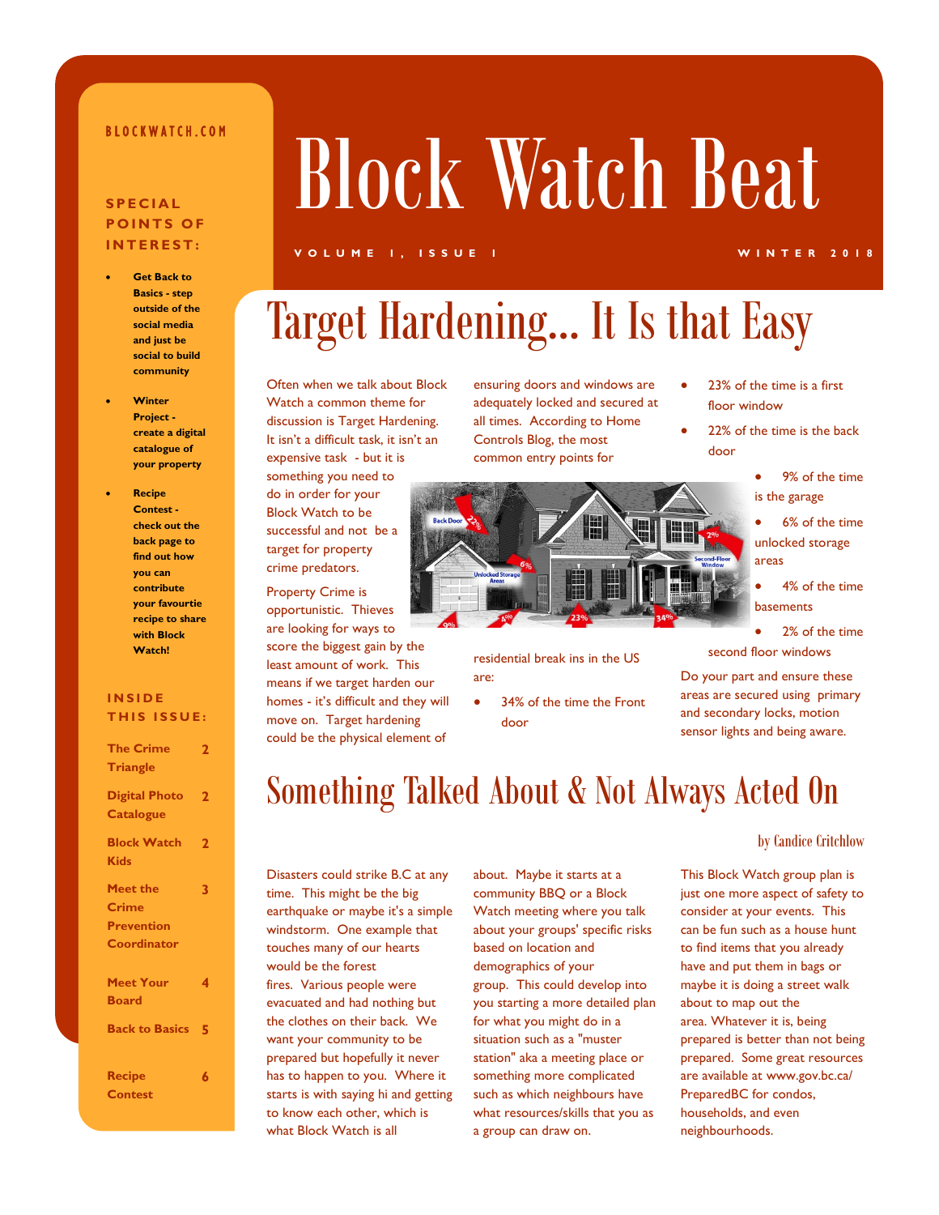BLOCKWATCH.COM

**SPECIAL POINTS OF INTEREST:**

- **Get Back to Basics - step outside of the social media and just be social to build community**
- **Winter Project - create a digital catalogue of your property**
- **Recipe Contest - check out the back page to find out how you can contribute your favourtie recipe to share with Block Watch!**

**INSIDE THIS ISSUE:**

| | |
|---|---|
| The Crime Triangle | 2 |
| Digital Photo Catalogue | 2 |
| Block Watch Kids | 2 |
| Meet the Crime Prevention Coordinator | 3 |
| Meet Your Board | 4 |
| Back to Basics | 5 |
| Recipe Contest | 6 |

# Block Watch Beat

VOLUME 1, ISSUE 1 — WINTER 2018

## Target Hardening... It Is that Easy

Often when we talk about Block Watch a common theme for discussion is Target Hardening. It isn't a difficult task, it isn't an expensive task - but it is something you need to do in order for your Block Watch to be successful and not be a target for property crime predators.

Property Crime is opportunistic. Thieves are looking for ways to score the biggest gain by the least amount of work. This means if we target harden our homes - it's difficult and they will move on. Target hardening could be the physical element of ensuring doors and windows are adequately locked and secured at all times. According to Home Controls Blog, the most common entry points for residential break ins in the US are:

- 34% of the time the Front door
- 23% of the time is a first floor window
- 22% of the time is the back door
- 9% of the time is the garage
- 6% of the time unlocked storage areas
- 4% of the time basements
- 2% of the time second floor windows

Do your part and ensure these areas are secured using primary and secondary locks, motion sensor lights and being aware.

## Something Talked About & Not Always Acted On

by Candice Critchlow

Disasters could strike B.C at any time. This might be the big earthquake or maybe it's a simple windstorm. One example that touches many of our hearts would be the forest fires. Various people were evacuated and had nothing but the clothes on their back. We want your community to be prepared but hopefully it never has to happen to you. Where it starts is with saying hi and getting to know each other, which is what Block Watch is all about. Maybe it starts at a community BBQ or a Block Watch meeting where you talk about your groups' specific risks based on location and demographics of your group. This could develop into you starting a more detailed plan for what you might do in a situation such as a "muster station" aka a meeting place or something more complicated such as which neighbours have what resources/skills that you as a group can draw on.

This Block Watch group plan is just one more aspect of safety to consider at your events. This can be fun such as a house hunt to find items that you already have and put them in bags or maybe it is doing a street walk about to map out the area. Whatever it is, being prepared is better than not being prepared. Some great resources are available at www.gov.bc.ca/PreparedBC for condos, households, and even neighbourhoods.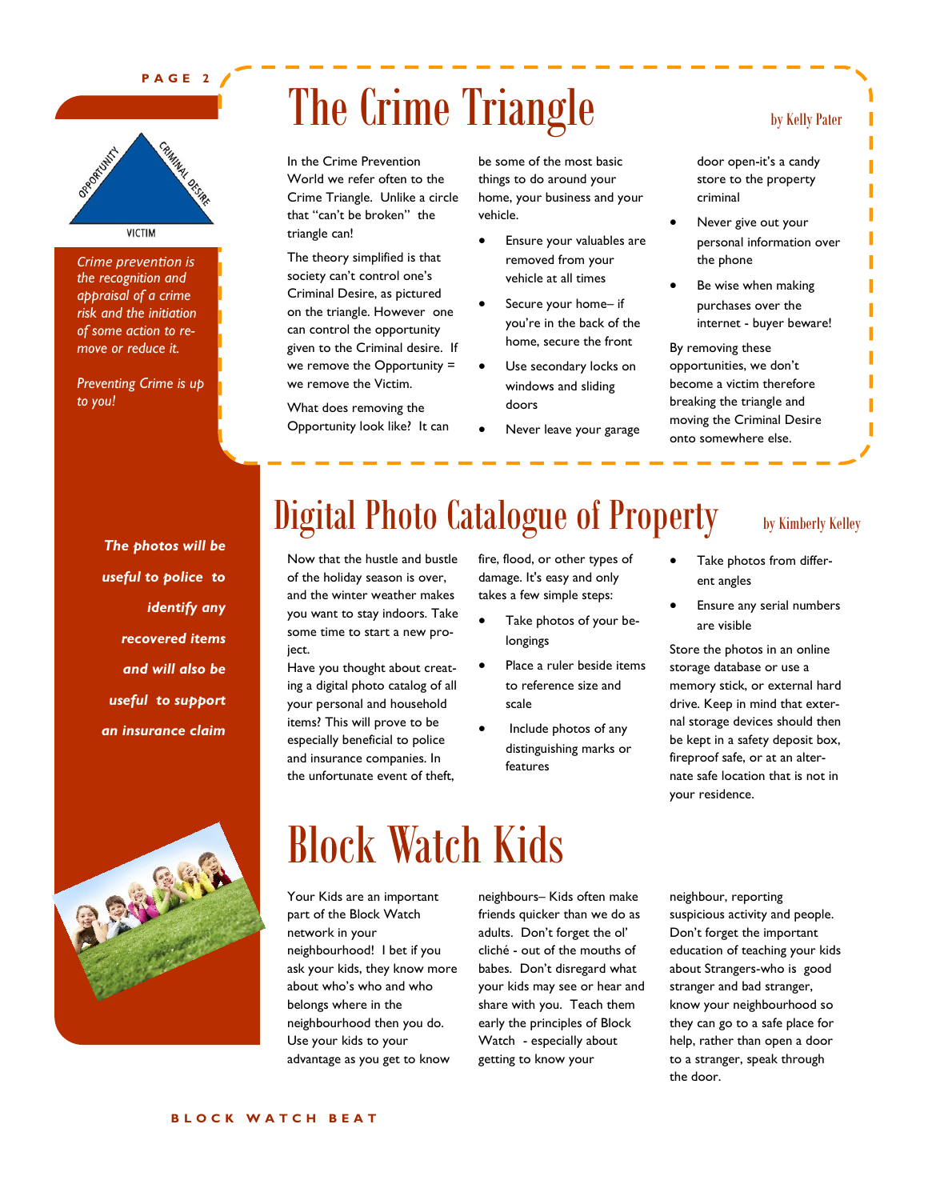Crime prevention is the recognition and appraisal of a crime risk and the initiation of some action to remove or reduce it.

*Preventing Crime is up to you!*

# The Crime Triangle

by Kelly Pater

In the Crime Prevention World we refer often to the Crime Triangle. Unlike a circle that "can't be broken" the triangle can!

The theory simplified is that society can't control one's Criminal Desire, as pictured on the triangle. However one can control the opportunity given to the Criminal desire. If we remove the Opportunity = we remove the Victim.

What does removing the Opportunity look like? It can be some of the most basic things to do around your home, your business and your vehicle.

- Ensure your valuables are removed from your vehicle at all times
- Secure your home– if you're in the back of the home, secure the front
- Use secondary locks on windows and sliding doors
- Never leave your garage door open-it's a candy store to the property criminal
- Never give out your personal information over the phone
- Be wise when making purchases over the internet - buyer beware!

By removing these opportunities, we don't become a victim therefore breaking the triangle and moving the Criminal Desire onto somewhere else.

***The photos will be useful to police to identify any recovered items and will also be useful to support an insurance claim***

# Digital Photo Catalogue of Property

by Kimberly Kelley

Now that the hustle and bustle of the holiday season is over, and the winter weather makes you want to stay indoors. Take some time to start a new project.

Have you thought about creating a digital photo catalog of all your personal and household items? This will prove to be especially beneficial to police and insurance companies. In the unfortunate event of theft, fire, flood, or other types of damage. It's easy and only takes a few simple steps:

- Take photos of your belongings
- Place a ruler beside items to reference size and scale
- Include photos of any distinguishing marks or features
- Take photos from different angles
- Ensure any serial numbers are visible

Store the photos in an online storage database or use a memory stick, or external hard drive. Keep in mind that external storage devices should then be kept in a safety deposit box, fireproof safe, or at an alternate safe location that is not in your residence.

# Block Watch Kids

Your Kids are an important part of the Block Watch network in your neighbourhood! I bet if you ask your kids, they know more about who's who and who belongs where in the neighbourhood then you do. Use your kids to your advantage as you get to know neighbours– Kids often make friends quicker than we do as adults. Don't forget the ol' cliché - out of the mouths of babes. Don't disregard what your kids may see or hear and share with you. Teach them early the principles of Block Watch - especially about getting to know your neighbour, reporting suspicious activity and people. Don't forget the important education of teaching your kids about Strangers-who is good stranger and bad stranger, know your neighbourhood so they can go to a safe place for help, rather than open a door to a stranger, speak through the door.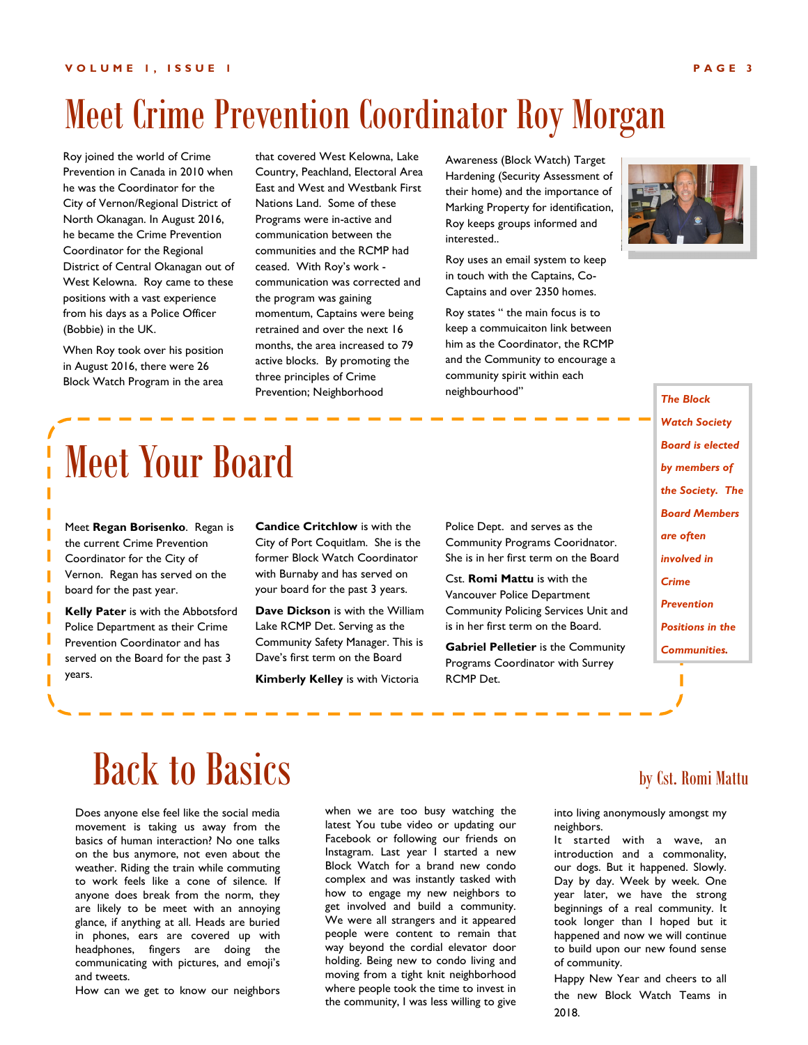# Meet Crime Prevention Coordinator Roy Morgan

Roy joined the world of Crime Prevention in Canada in 2010 when he was the Coordinator for the City of Vernon/Regional District of North Okanagan. In August 2016, he became the Crime Prevention Coordinator for the Regional District of Central Okanagan out of West Kelowna. Roy came to these positions with a vast experience from his days as a Police Officer (Bobbie) in the UK.

When Roy took over his position in August 2016, there were 26 Block Watch Program in the area that covered West Kelowna, Lake Country, Peachland, Electoral Area East and West and Westbank First Nations Land. Some of these Programs were in-active and communication between the communities and the RCMP had ceased. With Roy's work - communication was corrected and the program was gaining momentum, Captains were being retrained and over the next 16 months, the area increased to 79 active blocks. By promoting the three principles of Crime Prevention; Neighborhood Awareness (Block Watch) Target Hardening (Security Assessment of their home) and the importance of Marking Property for identification, Roy keeps groups informed and interested..

Roy uses an email system to keep in touch with the Captains, Co-Captains and over 2350 homes.

Roy states " the main focus is to keep a commuicaiton link between him as the Coordinator, the RCMP and the Community to encourage a community spirit within each neighbourhood"

# Meet Your Board

*The Block Watch Society Board is elected by members of the Society. The Board Members are often involved in Crime Prevention Positions in the Communities.*

Meet **Regan Borisenko**. Regan is the current Crime Prevention Coordinator for the City of Vernon. Regan has served on the board for the past year.

**Kelly Pater** is with the Abbotsford Police Department as their Crime Prevention Coordinator and has served on the Board for the past 3 years.

**Candice Critchlow** is with the City of Port Coquitlam. She is the former Block Watch Coordinator with Burnaby and has served on your board for the past 3 years.

**Dave Dickson** is with the William Lake RCMP Det. Serving as the Community Safety Manager. This is Dave's first term on the Board

**Kimberly Kelley** is with Victoria Police Dept. and serves as the Community Programs Cooridnator. She is in her first term on the Board

Cst. **Romi Mattu** is with the Vancouver Police Department Community Policing Services Unit and is in her first term on the Board.

**Gabriel Pelletier** is the Community Programs Coordinator with Surrey RCMP Det.

# Back to Basics

by Cst. Romi Mattu

Does anyone else feel like the social media movement is taking us away from the basics of human interaction? No one talks on the bus anymore, not even about the weather. Riding the train while commuting to work feels like a cone of silence. If anyone does break from the norm, they are likely to be meet with an annoying glance, if anything at all. Heads are buried in phones, ears are covered up with headphones, fingers are doing the communicating with pictures, and emoji's and tweets.

How can we get to know our neighbors when we are too busy watching the latest You tube video or updating our Facebook or following our friends on Instagram. Last year I started a new Block Watch for a brand new condo complex and was instantly tasked with how to engage my new neighbors to get involved and build a community. We were all strangers and it appeared people were content to remain that way beyond the cordial elevator door holding. Being new to condo living and moving from a tight knit neighborhood where people took the time to invest in the community, I was less willing to give into living anonymously amongst my neighbors.

It started with a wave, an introduction and a commonality, our dogs. But it happened. Slowly. Day by day. Week by week. One year later, we have the strong beginnings of a real community. It took longer than I hoped but it happened and now we will continue to build upon our new found sense of community.

Happy New Year and cheers to all the new Block Watch Teams in 2018.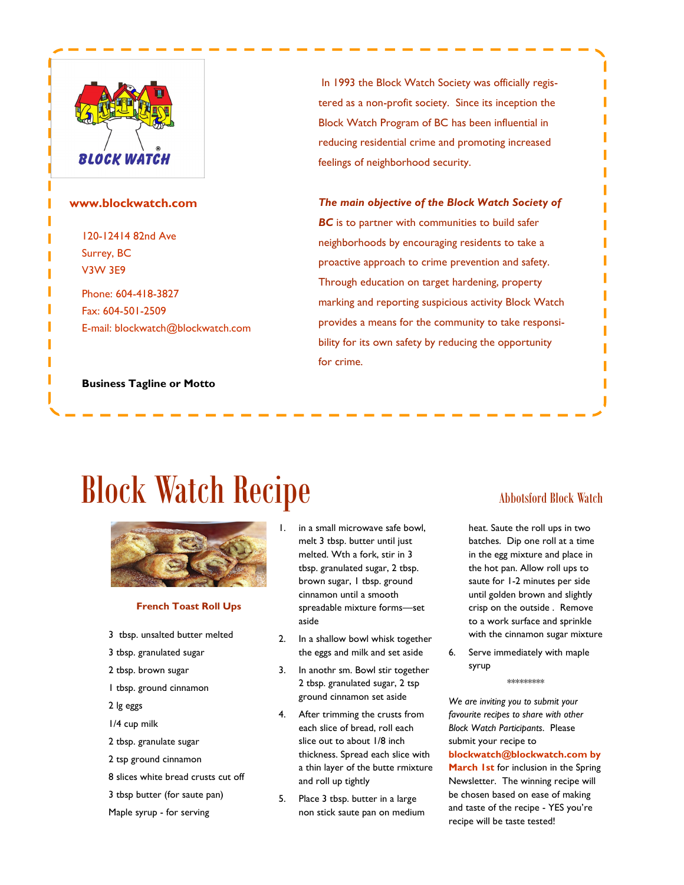BLOCK WATCH®

**www.blockwatch.com**

120-12414 82nd Ave
Surrey, BC
V3W 3E9

Phone: 604-418-3827
Fax: 604-501-2509
E-mail: blockwatch@blockwatch.com

**Business Tagline or Motto**

In 1993 the Block Watch Society was officially registered as a non-profit society. Since its inception the Block Watch Program of BC has been influential in reducing residential crime and promoting increased feelings of neighborhood security.

***The main objective of the Block Watch Society of BC*** is to partner with communities to build safer neighborhoods by encouraging residents to take a proactive approach to crime prevention and safety. Through education on target hardening, property marking and reporting suspicious activity Block Watch provides a means for the community to take responsibility for its own safety by reducing the opportunity for crime.

# Block Watch Recipe

## Abbotsford Block Watch

**French Toast Roll Ups**

- 3 tbsp. unsalted butter melted
- 3 tbsp. granulated sugar
- 2 tbsp. brown sugar
- 1 tbsp. ground cinnamon
- 2 lg eggs
- 1/4 cup milk
- 2 tbsp. granulate sugar
- 2 tsp ground cinnamon
- 8 slices white bread crusts cut off
- 3 tbsp butter (for saute pan)
- Maple syrup - for serving

1. in a small microwave safe bowl, melt 3 tbsp. butter until just melted. Wth a fork, stir in 3 tbsp. granulated sugar, 2 tbsp. brown sugar, 1 tbsp. ground cinnamon until a smooth spreadable mixture forms—set aside
2. In a shallow bowl whisk together the eggs and milk and set aside
3. In anothr sm. Bowl stir together 2 tbsp. granulated sugar, 2 tsp ground cinnamon set aside
4. After trimming the crusts from each slice of bread, roll each slice out to about 1/8 inch thickness. Spread each slice with a thin layer of the butte rmixture and roll up tightly
5. Place 3 tbsp. butter in a large non stick saute pan on medium heat. Saute the roll ups in two batches. Dip one roll at a time in the egg mixture and place in the hot pan. Allow roll ups to saute for 1-2 minutes per side until golden brown and slightly crisp on the outside . Remove to a work surface and sprinkle with the cinnamon sugar mixture
6. Serve immediately with maple syrup

*********

*We are inviting you to submit your favourite recipes to share with other Block Watch Participants.* Please submit your recipe to **blockwatch@blockwatch.com by March 1st** for inclusion in the Spring Newsletter. The winning recipe will be chosen based on ease of making and taste of the recipe - YES you're recipe will be taste tested!